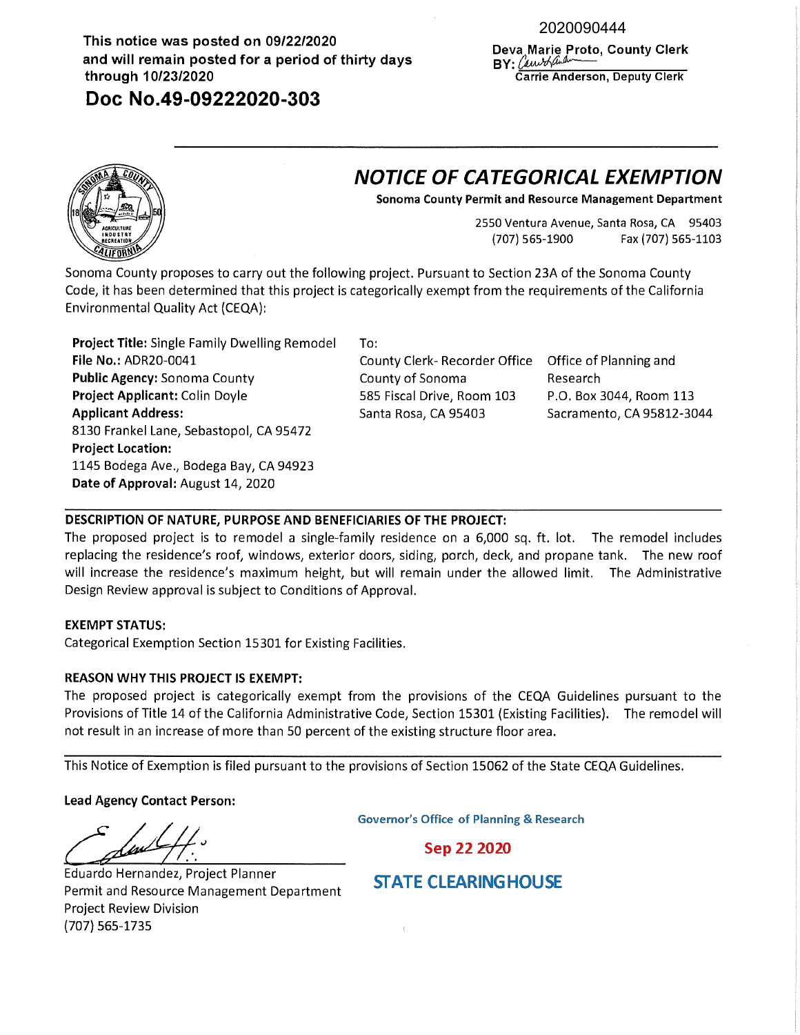This notice was posted on 09/22/2020
and will remain posted for a period of thirty days
through 10/23/2020

**Doc No.49-09222020-303**

2020090444
Deva Marie Proto, County Clerk
BY: Carrie Anderson, Deputy Clerk

# *NOTICE OF CATEGORICAL EXEMPTION*

**Sonoma County Permit and Resource Management Department**

2550 Ventura Avenue, Santa Rosa, CA 95403
(707) 565-1900 Fax (707) 565-1103

Sonoma County proposes to carry out the following project. Pursuant to Section 23A of the Sonoma County Code, it has been determined that this project is categorically exempt from the requirements of the California Environmental Quality Act (CEQA):

**Project Title:** Single Family Dwelling Remodel
**File No.:** ADR20-0041
**Public Agency:** Sonoma County
**Project Applicant:** Colin Doyle
**Applicant Address:**
8130 Frankel Lane, Sebastopol, CA 95472
**Project Location:**
1145 Bodega Ave., Bodega Bay, CA 94923
**Date of Approval:** August 14, 2020

To:

County Clerk- Recorder Office
County of Sonoma
585 Fiscal Drive, Room 103
Santa Rosa, CA 95403

Office of Planning and Research
P.O. Box 3044, Room 113
Sacramento, CA 95812-3044

**DESCRIPTION OF NATURE, PURPOSE AND BENEFICIARIES OF THE PROJECT:**
The proposed project is to remodel a single-family residence on a 6,000 sq. ft. lot. The remodel includes replacing the residence's roof, windows, exterior doors, siding, porch, deck, and propane tank. The new roof will increase the residence's maximum height, but will remain under the allowed limit. The Administrative Design Review approval is subject to Conditions of Approval.

**EXEMPT STATUS:**
Categorical Exemption Section 15301 for Existing Facilities.

**REASON WHY THIS PROJECT IS EXEMPT:**
The proposed project is categorically exempt from the provisions of the CEQA Guidelines pursuant to the Provisions of Title 14 of the California Administrative Code, Section 15301 (Existing Facilities). The remodel will not result in an increase of more than 50 percent of the existing structure floor area.

This Notice of Exemption is filed pursuant to the provisions of Section 15062 of the State CEQA Guidelines.

**Lead Agency Contact Person:**

Eduardo Hernandez, Project Planner
Permit and Resource Management Department
Project Review Division
(707) 565-1735

Governor's Office of Planning & Research
**Sep 22 2020**
**STATE CLEARINGHOUSE**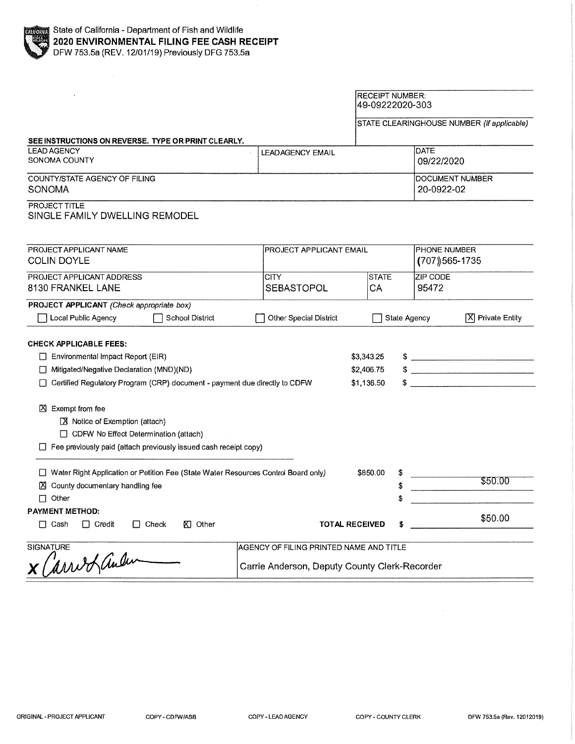State of California - Department of Fish and Wildlife

**2020 ENVIRONMENTAL FILING FEE CASH RECEIPT**

DFW 753.5a (REV. 12/01/19) Previously DFG 753.5a

RECEIPT NUMBER:
49-09222020-303

STATE CLEARINGHOUSE NUMBER *(If applicable)*

**SEE INSTRUCTIONS ON REVERSE. TYPE OR PRINT CLEARLY.**

| | | |
|---|---|---|
| LEAD AGENCY<br>SONOMA COUNTY | LEADAGENCY EMAIL | DATE<br>09/22/2020 |
| COUNTY/STATE AGENCY OF FILING<br>SONOMA | | DOCUMENT NUMBER<br>20-0922-02 |

PROJECT TITLE
SINGLE FAMILY DWELLING REMODEL

| | | | |
|---|---|---|---|
| PROJECT APPLICANT NAME<br>COLIN DOYLE | PROJECT APPLICANT EMAIL | | PHONE NUMBER<br>(707))565-1735 |
| PROJECT APPLICANT ADDRESS<br>8130 FRANKEL LANE | CITY<br>SEBASTOPOL | STATE<br>CA | ZIP CODE<br>95472 |

**PROJECT APPLICANT** *(Check appropriate box)*

☐ Local Public Agency ☐ School District ☐ Other Special District ☐ State Agency ☒ Private Entity

**CHECK APPLICABLE FEES:**

- ☐ Environmental Impact Report (EIR) $3,343.25 $ ________
- ☐ Mitigated/Negative Declaration (MND)(ND) $2,406.75 $ ________
- ☐ Certified Regulatory Program (CRP) document - payment due directly to CDFW $1,136.50 $ ________

- ☒ Exempt from fee
  - ☒ Notice of Exemption (attach)
  - ☐ CDFW No Effect Determination (attach)
- ☐ Fee previously paid (attach previously issued cash receipt copy)

- ☐ Water Right Application or Petition Fee (State Water Resources Control Board only) $850.00 $ ________
- ☒ County documentary handling fee $ $50.00
- ☐ Other $ ________

**PAYMENT METHOD:**

☐ Cash ☐ Credit ☐ Check ☒ Other **TOTAL RECEIVED** $ $50.00

| | |
|---|---|
| SIGNATURE<br>x Carrie Anderson (signature) | AGENCY OF FILING PRINTED NAME AND TITLE<br>Carrie Anderson, Deputy County Clerk-Recorder |

ORIGINAL - PROJECT APPLICANT COPY - CDFW/ASB COPY - LEAD AGENCY COPY - COUNTY CLERK DFW 753.5a (Rev. 12012019)